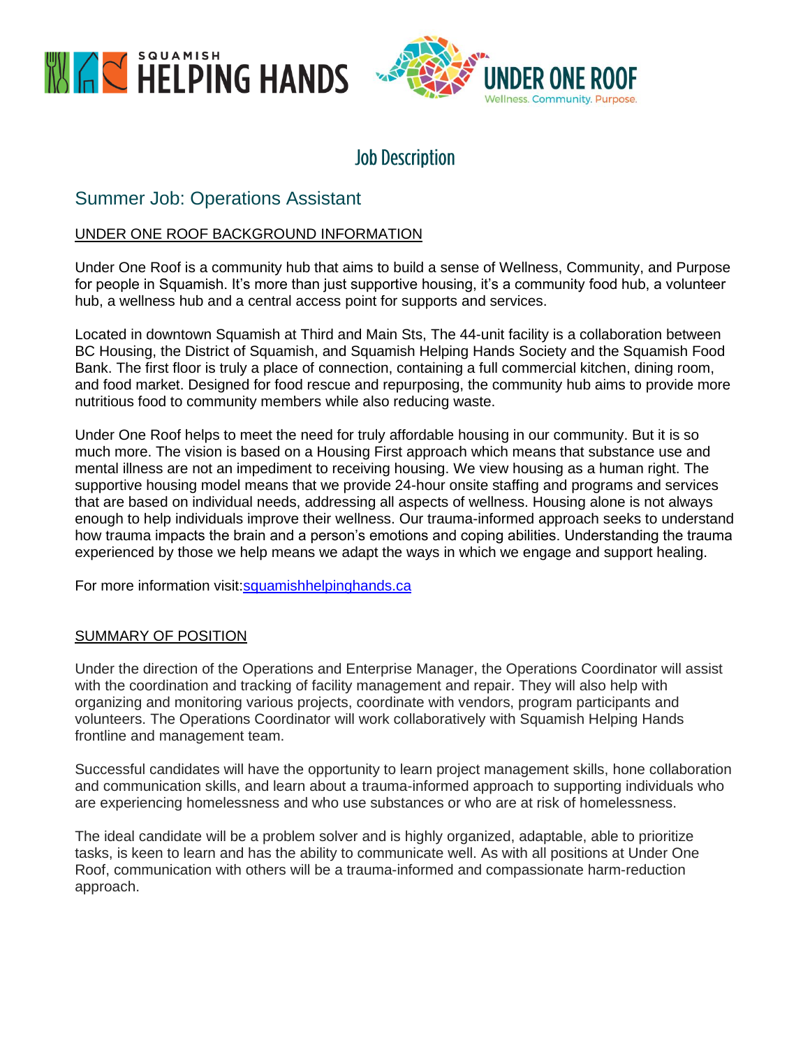SQUAMISH HELPING HANDS

UNDER ONE ROOF
Wellness. Community. Purpose.

# Job Description

## Summer Job: Operations Assistant

### UNDER ONE ROOF BACKGROUND INFORMATION

Under One Roof is a community hub that aims to build a sense of Wellness, Community, and Purpose for people in Squamish. It's more than just supportive housing, it's a community food hub, a volunteer hub, a wellness hub and a central access point for supports and services.

Located in downtown Squamish at Third and Main Sts, The 44-unit facility is a collaboration between BC Housing, the District of Squamish, and Squamish Helping Hands Society and the Squamish Food Bank. The first floor is truly a place of connection, containing a full commercial kitchen, dining room, and food market. Designed for food rescue and repurposing, the community hub aims to provide more nutritious food to community members while also reducing waste.

Under One Roof helps to meet the need for truly affordable housing in our community. But it is so much more. The vision is based on a Housing First approach which means that substance use and mental illness are not an impediment to receiving housing. We view housing as a human right. The supportive housing model means that we provide 24-hour onsite staffing and programs and services that are based on individual needs, addressing all aspects of wellness. Housing alone is not always enough to help individuals improve their wellness. Our trauma-informed approach seeks to understand how trauma impacts the brain and a person's emotions and coping abilities. Understanding the trauma experienced by those we help means we adapt the ways in which we engage and support healing.

For more information visit:[squamishhelpinghands.ca](squamishhelpinghands.ca)

### SUMMARY OF POSITION

Under the direction of the Operations and Enterprise Manager, the Operations Coordinator will assist with the coordination and tracking of facility management and repair. They will also help with organizing and monitoring various projects, coordinate with vendors, program participants and volunteers. The Operations Coordinator will work collaboratively with Squamish Helping Hands frontline and management team.

Successful candidates will have the opportunity to learn project management skills, hone collaboration and communication skills, and learn about a trauma-informed approach to supporting individuals who are experiencing homelessness and who use substances or who are at risk of homelessness.

The ideal candidate will be a problem solver and is highly organized, adaptable, able to prioritize tasks, is keen to learn and has the ability to communicate well. As with all positions at Under One Roof, communication with others will be a trauma-informed and compassionate harm-reduction approach.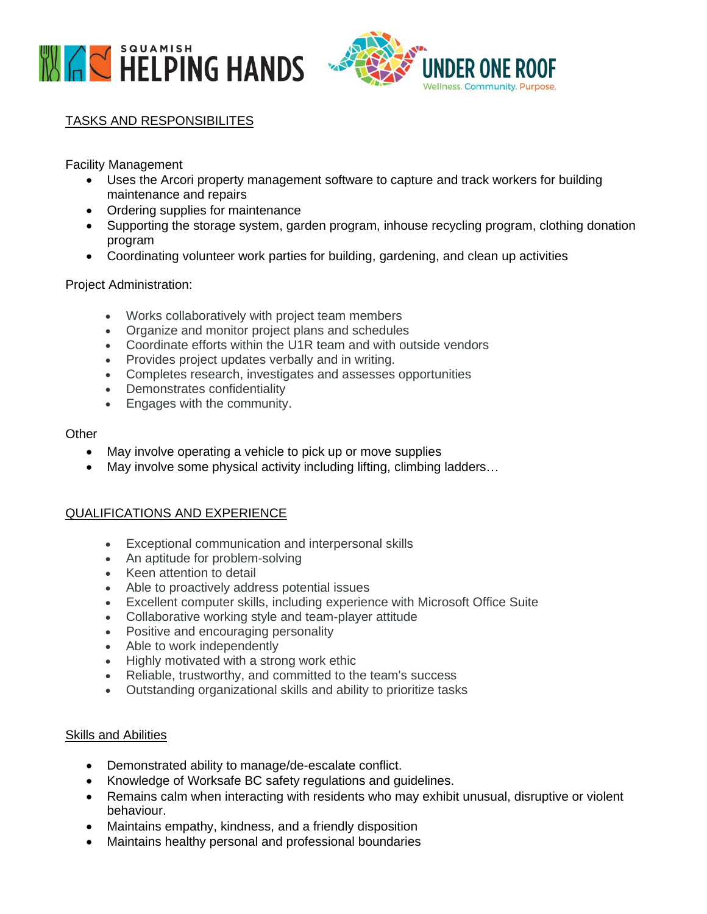## TASKS AND RESPONSIBILITES

Facility Management

- Uses the Arcori property management software to capture and track workers for building maintenance and repairs
- Ordering supplies for maintenance
- Supporting the storage system, garden program, inhouse recycling program, clothing donation program
- Coordinating volunteer work parties for building, gardening, and clean up activities

Project Administration:

- Works collaboratively with project team members
- Organize and monitor project plans and schedules
- Coordinate efforts within the U1R team and with outside vendors
- Provides project updates verbally and in writing.
- Completes research, investigates and assesses opportunities
- Demonstrates confidentiality
- Engages with the community.

Other

- May involve operating a vehicle to pick up or move supplies
- May involve some physical activity including lifting, climbing ladders…

## QUALIFICATIONS AND EXPERIENCE

- Exceptional communication and interpersonal skills
- An aptitude for problem-solving
- Keen attention to detail
- Able to proactively address potential issues
- Excellent computer skills, including experience with Microsoft Office Suite
- Collaborative working style and team-player attitude
- Positive and encouraging personality
- Able to work independently
- Highly motivated with a strong work ethic
- Reliable, trustworthy, and committed to the team's success
- Outstanding organizational skills and ability to prioritize tasks

## Skills and Abilities

- Demonstrated ability to manage/de-escalate conflict.
- Knowledge of Worksafe BC safety regulations and guidelines.
- Remains calm when interacting with residents who may exhibit unusual, disruptive or violent behaviour.
- Maintains empathy, kindness, and a friendly disposition
- Maintains healthy personal and professional boundaries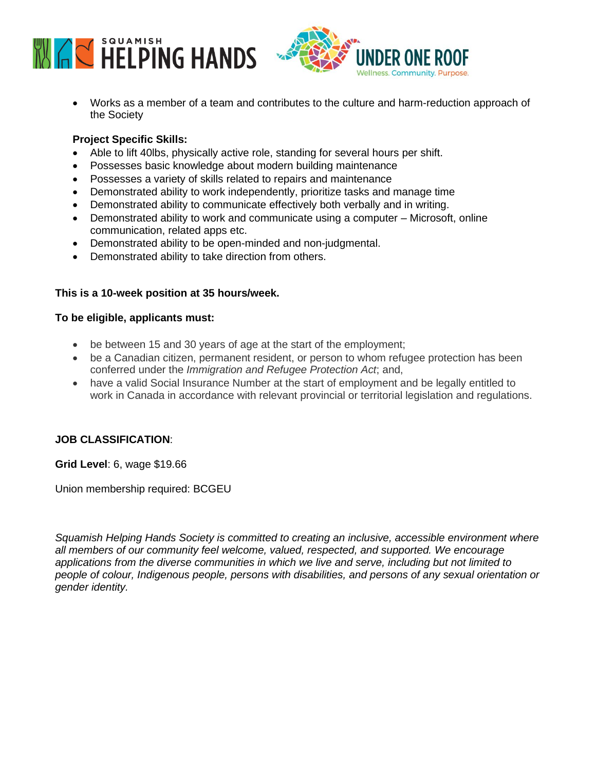- Works as a member of a team and contributes to the culture and harm-reduction approach of the Society

**Project Specific Skills:**

- Able to lift 40lbs, physically active role, standing for several hours per shift.
- Possesses basic knowledge about modern building maintenance
- Possesses a variety of skills related to repairs and maintenance
- Demonstrated ability to work independently, prioritize tasks and manage time
- Demonstrated ability to communicate effectively both verbally and in writing.
- Demonstrated ability to work and communicate using a computer – Microsoft, online communication, related apps etc.
- Demonstrated ability to be open-minded and non-judgmental.
- Demonstrated ability to take direction from others.

**This is a 10-week position at 35 hours/week.**

**To be eligible, applicants must:**

- be between 15 and 30 years of age at the start of the employment;
- be a Canadian citizen, permanent resident, or person to whom refugee protection has been conferred under the *Immigration and Refugee Protection Act*; and,
- have a valid Social Insurance Number at the start of employment and be legally entitled to work in Canada in accordance with relevant provincial or territorial legislation and regulations.

**JOB CLASSIFICATION**:

**Grid Level**: 6, wage $19.66

Union membership required: BCGEU

*Squamish Helping Hands Society is committed to creating an inclusive, accessible environment where all members of our community feel welcome, valued, respected, and supported. We encourage applications from the diverse communities in which we live and serve, including but not limited to people of colour, Indigenous people, persons with disabilities, and persons of any sexual orientation or gender identity.*